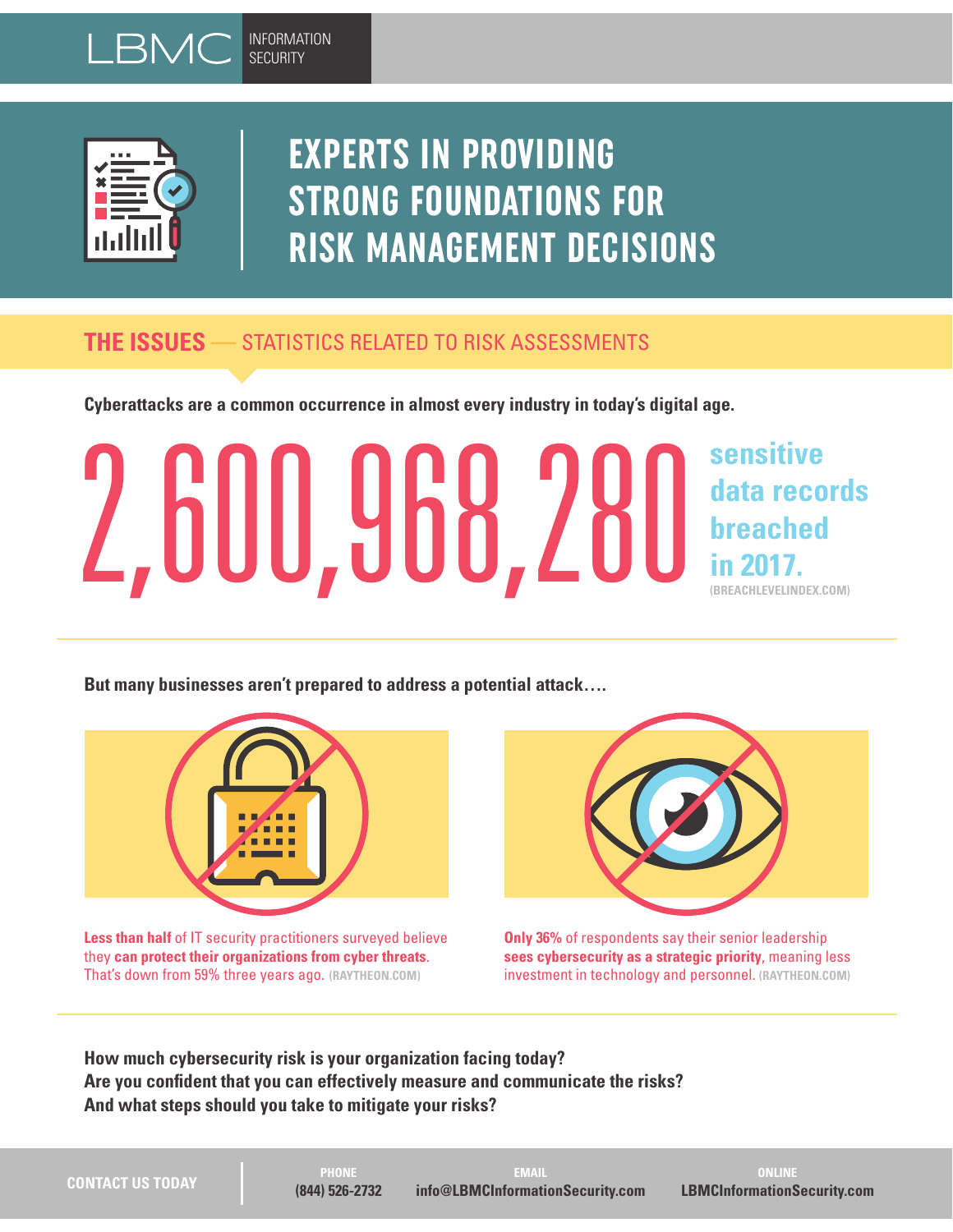LBMC INFORMATION SECURITY

# EXPERTS IN PROVIDING STRONG FOUNDATIONS FOR RISK MANAGEMENT DECISIONS

## THE ISSUES — STATISTICS RELATED TO RISK ASSESSMENTS

**Cyberattacks are a common occurrence in almost every industry in today's digital age.**

**2,600,968,280** sensitive data records breached in 2017. (BREACHLEVELINDEX.COM)

**But many businesses aren't prepared to address a potential attack….**

**Less than half** of IT security practitioners surveyed believe they **can protect their organizations from cyber threats**. That's down from 59% three years ago. (RAYTHEON.COM)

**Only 36%** of respondents say their senior leadership **sees cybersecurity as a strategic priority**, meaning less investment in technology and personnel. (RAYTHEON.COM)

**How much cybersecurity risk is your organization facing today?**
**Are you confident that you can effectively measure and communicate the risks?**
**And what steps should you take to mitigate your risks?**

**CONTACT US TODAY**

PHONE
**(844) 526-2732**

EMAIL
**info@LBMCInformationSecurity.com**

ONLINE
**LBMCInformationSecurity.com**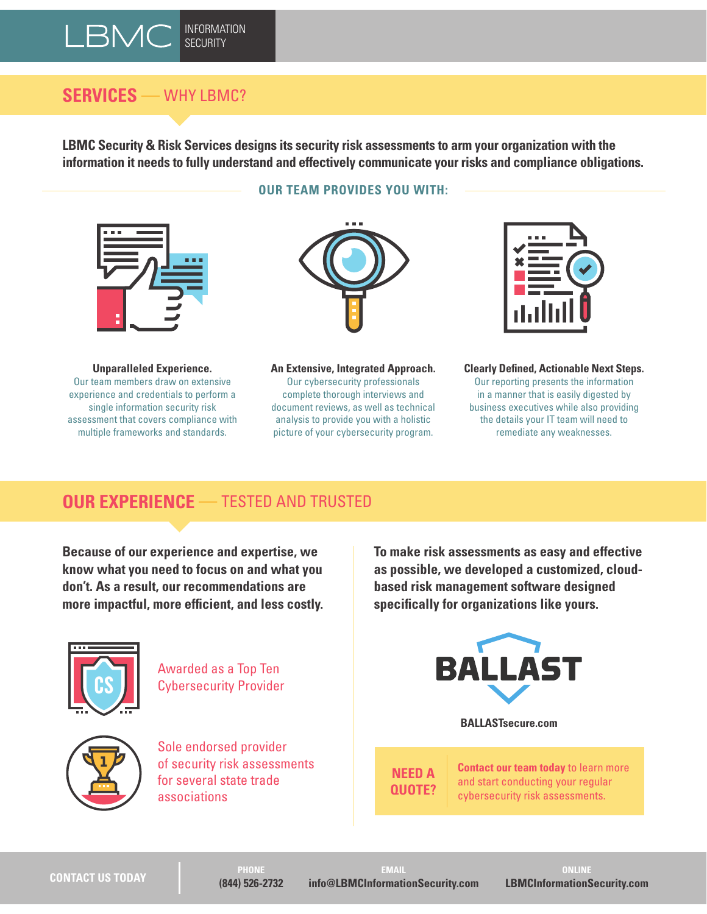LBMC INFORMATION SECURITY

## SERVICES — WHY LBMC?

**LBMC Security & Risk Services designs its security risk assessments to arm your organization with the information it needs to fully understand and effectively communicate your risks and compliance obligations.**

### OUR TEAM PROVIDES YOU WITH:

**Unparalleled Experience.**
Our team members draw on extensive experience and credentials to perform a single information security risk assessment that covers compliance with multiple frameworks and standards.

**An Extensive, Integrated Approach.**
Our cybersecurity professionals complete thorough interviews and document reviews, as well as technical analysis to provide you with a holistic picture of your cybersecurity program.

**Clearly Defined, Actionable Next Steps.**
Our reporting presents the information in a manner that is easily digested by business executives while also providing the details your IT team will need to remediate any weaknesses.

## OUR EXPERIENCE — TESTED AND TRUSTED

**Because of our experience and expertise, we know what you need to focus on and what you don't. As a result, our recommendations are more impactful, more efficient, and less costly.**

Awarded as a Top Ten Cybersecurity Provider

Sole endorsed provider of security risk assessments for several state trade associations

**To make risk assessments as easy and effective as possible, we developed a customized, cloud-based risk management software designed specifically for organizations like yours.**

BALLAST

**BALLASTsecure.com**

**NEED A QUOTE?** **Contact our team today** to learn more and start conducting your regular cybersecurity risk assessments.

**CONTACT US TODAY**

PHONE
**(844) 526-2732**

EMAIL
**info@LBMCInformationSecurity.com**

ONLINE
**LBMCInformationSecurity.com**